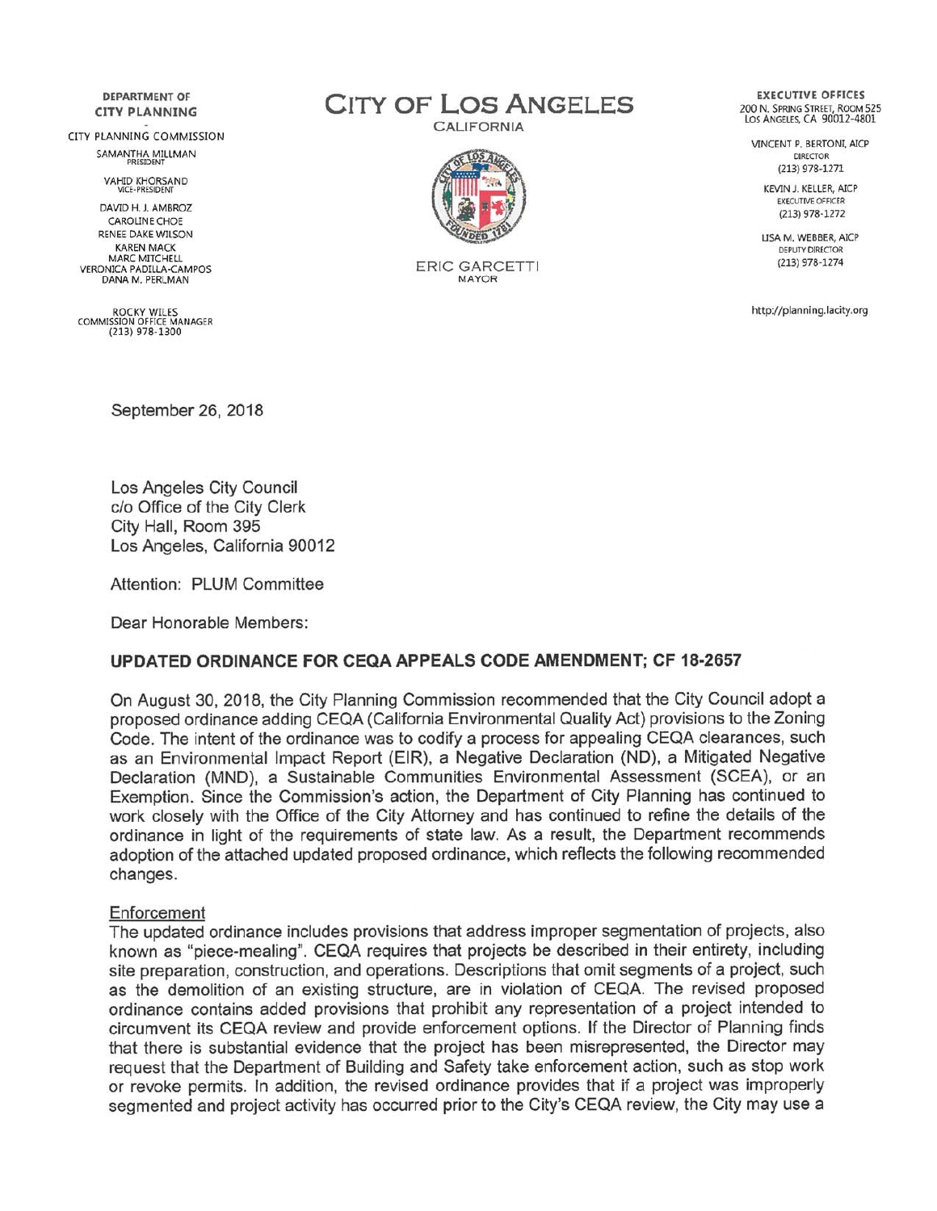DEPARTMENT OF
**CITY PLANNING**

CITY PLANNING COMMISSION

SAMANTHA MILLMAN
PRESIDENT

VAHID KHORSAND
VICE-PRESIDENT

DAVID H. J. AMBROZ
CAROLINE CHOE
RENEE DAKE WILSON
KAREN MACK
MARC MITCHELL
VERONICA PADILLA-CAMPOS
DANA M. PERLMAN

ROCKY WILES
COMMISSION OFFICE MANAGER
(213) 978-1300

# CITY OF LOS ANGELES

CALIFORNIA

ERIC GARCETTI
MAYOR

**EXECUTIVE OFFICES**
200 N. SPRING STREET, ROOM 525
LOS ANGELES, CA 90012-4801

VINCENT P. BERTONI, AICP
DIRECTOR
(213) 978-1271

KEVIN J. KELLER, AICP
EXECUTIVE OFFICER
(213) 978-1272

LISA M. WEBBER, AICP
DEPUTY DIRECTOR
(213) 978-1274

http://planning.lacity.org

September 26, 2018

Los Angeles City Council
c/o Office of the City Clerk
City Hall, Room 395
Los Angeles, California 90012

Attention: PLUM Committee

Dear Honorable Members:

**UPDATED ORDINANCE FOR CEQA APPEALS CODE AMENDMENT; CF 18-2657**

On August 30, 2018, the City Planning Commission recommended that the City Council adopt a proposed ordinance adding CEQA (California Environmental Quality Act) provisions to the Zoning Code. The intent of the ordinance was to codify a process for appealing CEQA clearances, such as an Environmental Impact Report (EIR), a Negative Declaration (ND), a Mitigated Negative Declaration (MND), a Sustainable Communities Environmental Assessment (SCEA), or an Exemption. Since the Commission's action, the Department of City Planning has continued to work closely with the Office of the City Attorney and has continued to refine the details of the ordinance in light of the requirements of state law. As a result, the Department recommends adoption of the attached updated proposed ordinance, which reflects the following recommended changes.

Enforcement

The updated ordinance includes provisions that address improper segmentation of projects, also known as "piece-mealing". CEQA requires that projects be described in their entirety, including site preparation, construction, and operations. Descriptions that omit segments of a project, such as the demolition of an existing structure, are in violation of CEQA. The revised proposed ordinance contains added provisions that prohibit any representation of a project intended to circumvent its CEQA review and provide enforcement options. If the Director of Planning finds that there is substantial evidence that the project has been misrepresented, the Director may request that the Department of Building and Safety take enforcement action, such as stop work or revoke permits. In addition, the revised ordinance provides that if a project was improperly segmented and project activity has occurred prior to the City's CEQA review, the City may use a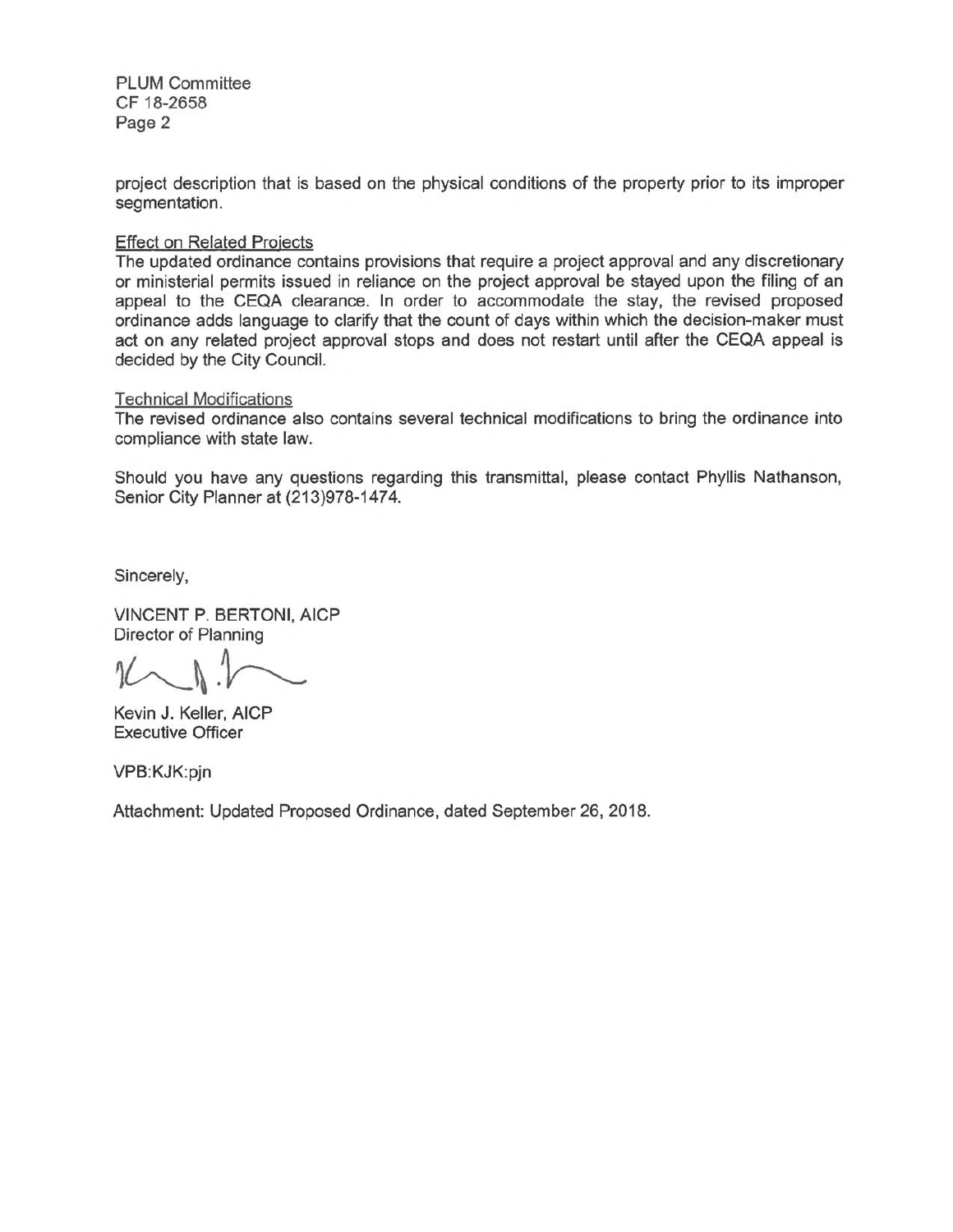project description that is based on the physical conditions of the property prior to its improper segmentation.

Effect on Related Projects

The updated ordinance contains provisions that require a project approval and any discretionary or ministerial permits issued in reliance on the project approval be stayed upon the filing of an appeal to the CEQA clearance. In order to accommodate the stay, the revised proposed ordinance adds language to clarify that the count of days within which the decision-maker must act on any related project approval stops and does not restart until after the CEQA appeal is decided by the City Council.

Technical Modifications

The revised ordinance also contains several technical modifications to bring the ordinance into compliance with state law.

Should you have any questions regarding this transmittal, please contact Phyllis Nathanson, Senior City Planner at (213)978-1474.

Sincerely,

VINCENT P. BERTONI, AICP
Director of Planning

Kevin J. Keller, AICP
Executive Officer

VPB:KJK:pjn

Attachment: Updated Proposed Ordinance, dated September 26, 2018.